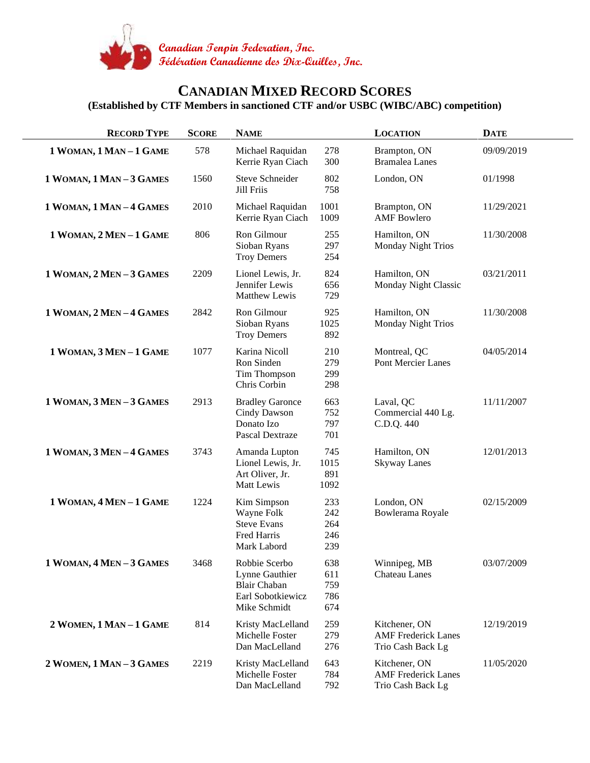Canadian Tenpin Federation, Inc.
Fédération Canadienne des Dix-Quilles, Inc.

# CANADIAN MIXED RECORD SCORES

**(Established by CTF Members in sanctioned CTF and/or USBC (WIBC/ABC) competition)**

| RECORD TYPE | SCORE | NAME | | LOCATION | DATE |
|---|---|---|---|---|---|
| **1 WOMAN, 1 MAN – 1 GAME** | 578 | Michael Raquidan<br>Kerrie Ryan Ciach | 278<br>300 | Brampton, ON<br>Bramalea Lanes | 09/09/2019 |
| **1 WOMAN, 1 MAN – 3 GAMES** | 1560 | Steve Schneider<br>Jill Friis | 802<br>758 | London, ON | 01/1998 |
| **1 WOMAN, 1 MAN – 4 GAMES** | 2010 | Michael Raquidan<br>Kerrie Ryan Ciach | 1001<br>1009 | Brampton, ON<br>AMF Bowlero | 11/29/2021 |
| **1 WOMAN, 2 MEN – 1 GAME** | 806 | Ron Gilmour<br>Sioban Ryans<br>Troy Demers | 255<br>297<br>254 | Hamilton, ON<br>Monday Night Trios | 11/30/2008 |
| **1 WOMAN, 2 MEN – 3 GAMES** | 2209 | Lionel Lewis, Jr.<br>Jennifer Lewis<br>Matthew Lewis | 824<br>656<br>729 | Hamilton, ON<br>Monday Night Classic | 03/21/2011 |
| **1 WOMAN, 2 MEN – 4 GAMES** | 2842 | Ron Gilmour<br>Sioban Ryans<br>Troy Demers | 925<br>1025<br>892 | Hamilton, ON<br>Monday Night Trios | 11/30/2008 |
| **1 WOMAN, 3 MEN – 1 GAME** | 1077 | Karina Nicoll<br>Ron Sinden<br>Tim Thompson<br>Chris Corbin | 210<br>279<br>299<br>298 | Montreal, QC<br>Pont Mercier Lanes | 04/05/2014 |
| **1 WOMAN, 3 MEN – 3 GAMES** | 2913 | Bradley Garonce<br>Cindy Dawson<br>Donato Izo<br>Pascal Dextraze | 663<br>752<br>797<br>701 | Laval, QC<br>Commercial 440 Lg.<br>C.D.Q. 440 | 11/11/2007 |
| **1 WOMAN, 3 MEN – 4 GAMES** | 3743 | Amanda Lupton<br>Lionel Lewis, Jr.<br>Art Oliver, Jr.<br>Matt Lewis | 745<br>1015<br>891<br>1092 | Hamilton, ON<br>Skyway Lanes | 12/01/2013 |
| **1 WOMAN, 4 MEN – 1 GAME** | 1224 | Kim Simpson<br>Wayne Folk<br>Steve Evans<br>Fred Harris<br>Mark Labord | 233<br>242<br>264<br>246<br>239 | London, ON<br>Bowlerama Royale | 02/15/2009 |
| **1 WOMAN, 4 MEN – 3 GAMES** | 3468 | Robbie Scerbo<br>Lynne Gauthier<br>Blair Chaban<br>Earl Sobotkiewicz<br>Mike Schmidt | 638<br>611<br>759<br>786<br>674 | Winnipeg, MB<br>Chateau Lanes | 03/07/2009 |
| **2 WOMEN, 1 MAN – 1 GAME** | 814 | Kristy MacLelland<br>Michelle Foster<br>Dan MacLelland | 259<br>279<br>276 | Kitchener, ON<br>AMF Frederick Lanes<br>Trio Cash Back Lg | 12/19/2019 |
| **2 WOMEN, 1 MAN – 3 GAMES** | 2219 | Kristy MacLelland<br>Michelle Foster<br>Dan MacLelland | 643<br>784<br>792 | Kitchener, ON<br>AMF Frederick Lanes<br>Trio Cash Back Lg | 11/05/2020 |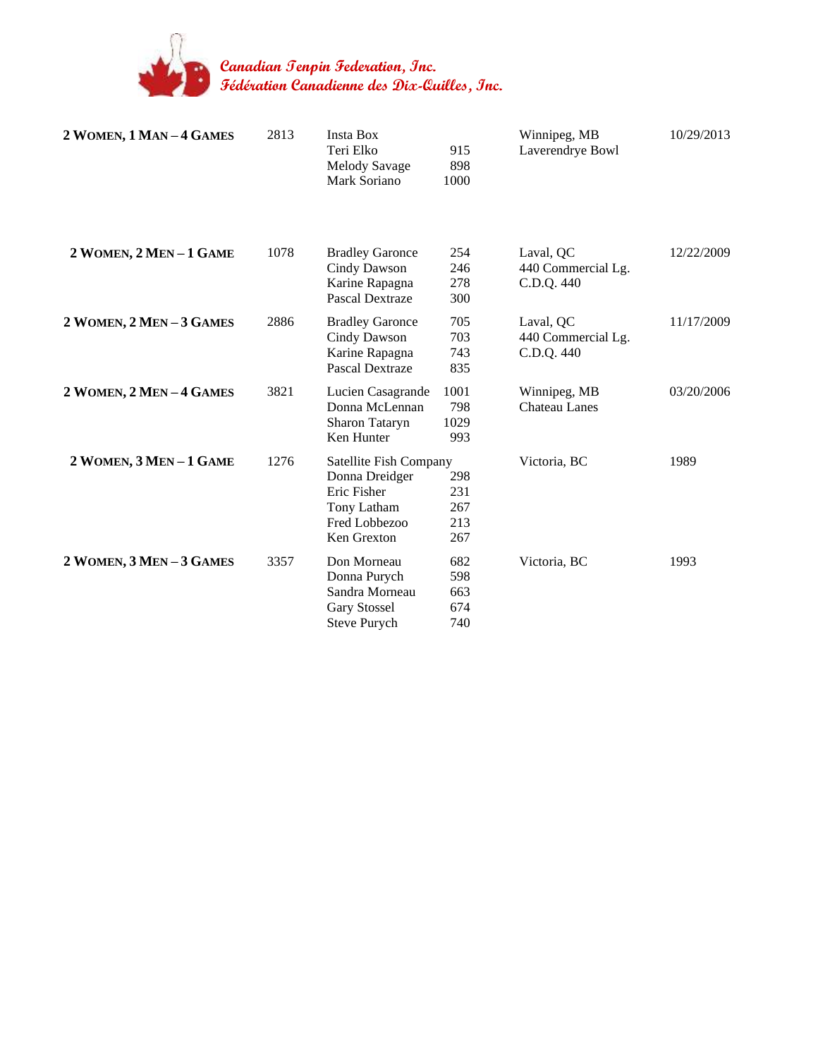Canadian Tenpin Federation, Inc.
Fédération Canadienne des Dix-Quilles, Inc.

| Category | Score | Team / Bowlers | Individual | Location | Date |
|---|---|---|---|---|---|
| **2 Women, 1 Man – 4 Games** | 2813 | Insta Box | | Winnipeg, MB | 10/29/2013 |
| | | Teri Elko | 915 | Laverendrye Bowl | |
| | | Melody Savage | 898 | | |
| | | Mark Soriano | 1000 | | |
| **2 Women, 2 Men – 1 Game** | 1078 | Bradley Garonce | 254 | Laval, QC | 12/22/2009 |
| | | Cindy Dawson | 246 | 440 Commercial Lg. | |
| | | Karine Rapagna | 278 | C.D.Q. 440 | |
| | | Pascal Dextraze | 300 | | |
| **2 Women, 2 Men – 3 Games** | 2886 | Bradley Garonce | 705 | Laval, QC | 11/17/2009 |
| | | Cindy Dawson | 703 | 440 Commercial Lg. | |
| | | Karine Rapagna | 743 | C.D.Q. 440 | |
| | | Pascal Dextraze | 835 | | |
| **2 Women, 2 Men – 4 Games** | 3821 | Lucien Casagrande | 1001 | Winnipeg, MB | 03/20/2006 |
| | | Donna McLennan | 798 | Chateau Lanes | |
| | | Sharon Tataryn | 1029 | | |
| | | Ken Hunter | 993 | | |
| **2 Women, 3 Men – 1 Game** | 1276 | Satellite Fish Company | | Victoria, BC | 1989 |
| | | Donna Dreidger | 298 | | |
| | | Eric Fisher | 231 | | |
| | | Tony Latham | 267 | | |
| | | Fred Lobbezoo | 213 | | |
| | | Ken Grexton | 267 | | |
| **2 Women, 3 Men – 3 Games** | 3357 | Don Morneau | 682 | Victoria, BC | 1993 |
| | | Donna Purych | 598 | | |
| | | Sandra Morneau | 663 | | |
| | | Gary Stossel | 674 | | |
| | | Steve Purych | 740 | | |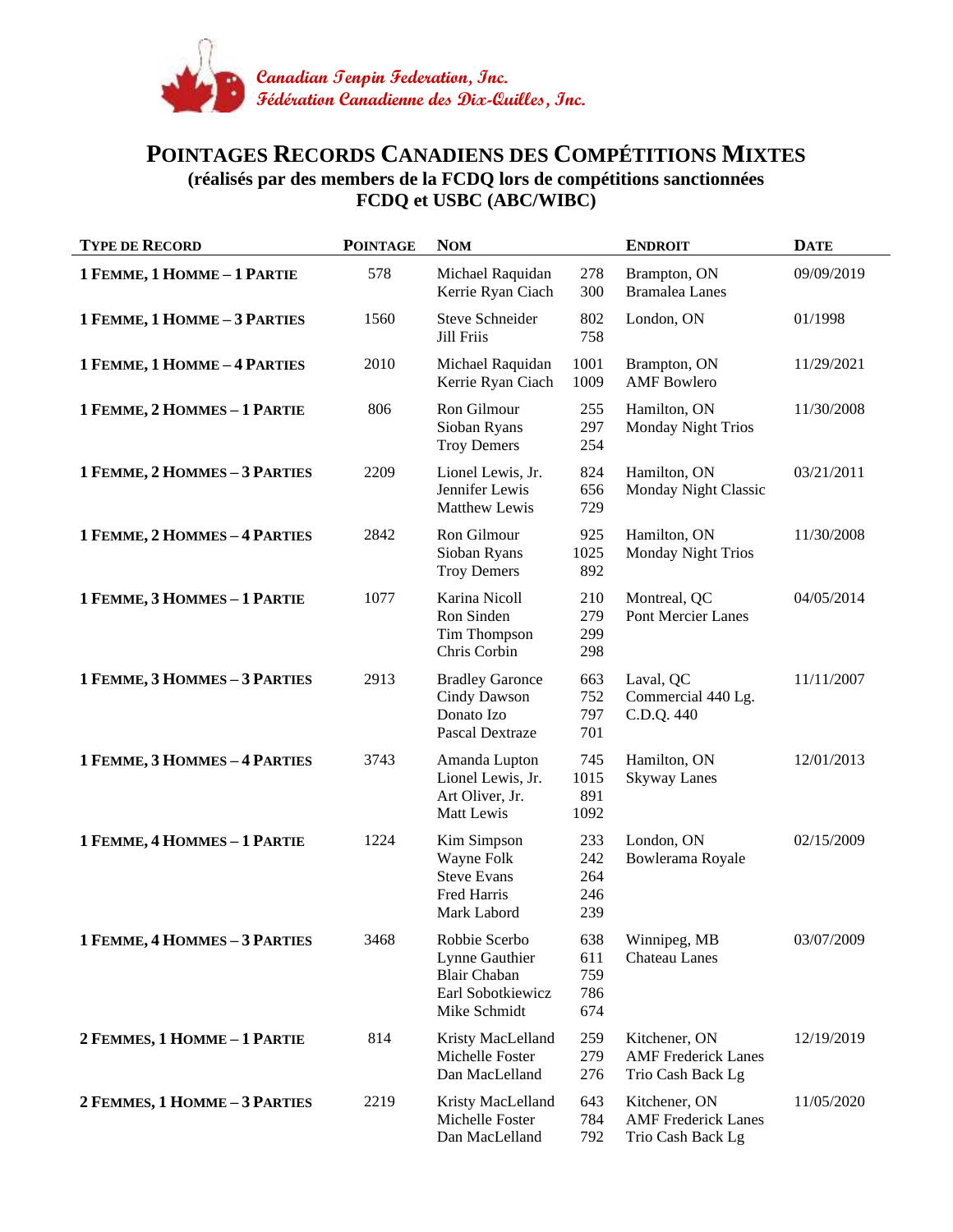Canadian Tenpin Federation, Inc.
Fédération Canadienne des Dix-Quilles, Inc.

# POINTAGES RECORDS CANADIENS DES COMPÉTITIONS MIXTES

**(réalisés par des members de la FCDQ lors de compétitions sanctionnées FCDQ et USBC (ABC/WIBC)**

| TYPE DE RECORD | POINTAGE | NOM | | ENDROIT | DATE |
|---|---|---|---|---|---|
| **1 FEMME, 1 HOMME – 1 PARTIE** | 578 | Michael Raquidan<br>Kerrie Ryan Ciach | 278<br>300 | Brampton, ON<br>Bramalea Lanes | 09/09/2019 |
| **1 FEMME, 1 HOMME – 3 PARTIES** | 1560 | Steve Schneider<br>Jill Friis | 802<br>758 | London, ON | 01/1998 |
| **1 FEMME, 1 HOMME – 4 PARTIES** | 2010 | Michael Raquidan<br>Kerrie Ryan Ciach | 1001<br>1009 | Brampton, ON<br>AMF Bowlero | 11/29/2021 |
| **1 FEMME, 2 HOMMES – 1 PARTIE** | 806 | Ron Gilmour<br>Sioban Ryans<br>Troy Demers | 255<br>297<br>254 | Hamilton, ON<br>Monday Night Trios | 11/30/2008 |
| **1 FEMME, 2 HOMMES – 3 PARTIES** | 2209 | Lionel Lewis, Jr.<br>Jennifer Lewis<br>Matthew Lewis | 824<br>656<br>729 | Hamilton, ON<br>Monday Night Classic | 03/21/2011 |
| **1 FEMME, 2 HOMMES – 4 PARTIES** | 2842 | Ron Gilmour<br>Sioban Ryans<br>Troy Demers | 925<br>1025<br>892 | Hamilton, ON<br>Monday Night Trios | 11/30/2008 |
| **1 FEMME, 3 HOMMES – 1 PARTIE** | 1077 | Karina Nicoll<br>Ron Sinden<br>Tim Thompson<br>Chris Corbin | 210<br>279<br>299<br>298 | Montreal, QC<br>Pont Mercier Lanes | 04/05/2014 |
| **1 FEMME, 3 HOMMES – 3 PARTIES** | 2913 | Bradley Garonce<br>Cindy Dawson<br>Donato Izo<br>Pascal Dextraze | 663<br>752<br>797<br>701 | Laval, QC<br>Commercial 440 Lg.<br>C.D.Q. 440 | 11/11/2007 |
| **1 FEMME, 3 HOMMES – 4 PARTIES** | 3743 | Amanda Lupton<br>Lionel Lewis, Jr.<br>Art Oliver, Jr.<br>Matt Lewis | 745<br>1015<br>891<br>1092 | Hamilton, ON<br>Skyway Lanes | 12/01/2013 |
| **1 FEMME, 4 HOMMES – 1 PARTIE** | 1224 | Kim Simpson<br>Wayne Folk<br>Steve Evans<br>Fred Harris<br>Mark Labord | 233<br>242<br>264<br>246<br>239 | London, ON<br>Bowlerama Royale | 02/15/2009 |
| **1 FEMME, 4 HOMMES – 3 PARTIES** | 3468 | Robbie Scerbo<br>Lynne Gauthier<br>Blair Chaban<br>Earl Sobotkiewicz<br>Mike Schmidt | 638<br>611<br>759<br>786<br>674 | Winnipeg, MB<br>Chateau Lanes | 03/07/2009 |
| **2 FEMMES, 1 HOMME – 1 PARTIE** | 814 | Kristy MacLelland<br>Michelle Foster<br>Dan MacLelland | 259<br>279<br>276 | Kitchener, ON<br>AMF Frederick Lanes<br>Trio Cash Back Lg | 12/19/2019 |
| **2 FEMMES, 1 HOMME – 3 PARTIES** | 2219 | Kristy MacLelland<br>Michelle Foster<br>Dan MacLelland | 643<br>784<br>792 | Kitchener, ON<br>AMF Frederick Lanes<br>Trio Cash Back Lg | 11/05/2020 |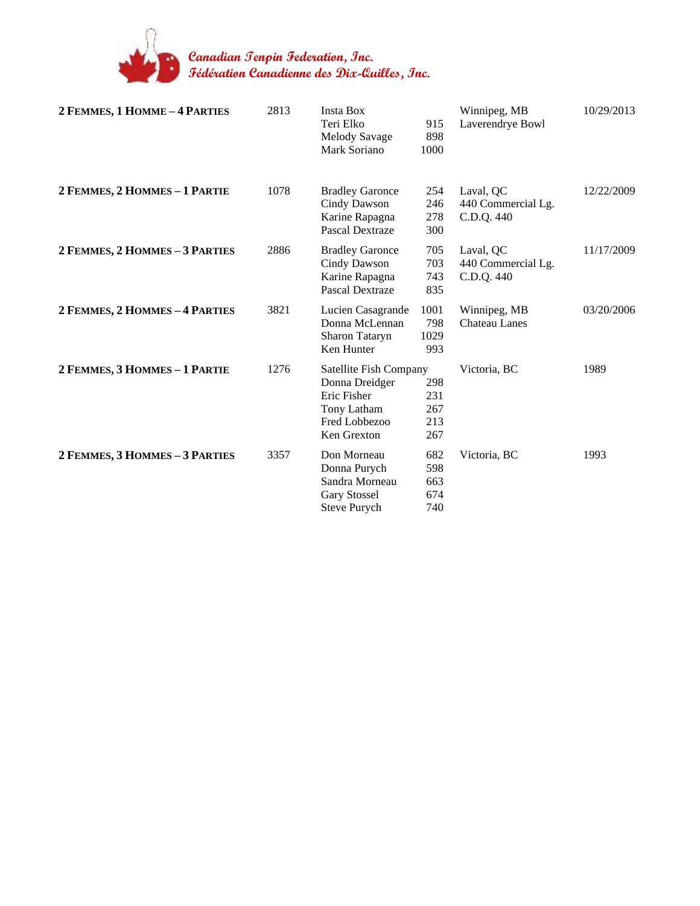**Canadian Tenpin Federation, Inc.**
**Fédération Canadienne des Dix-Quilles, Inc.**

| | | | | | |
|---|---|---|---|---|---|
| **2 FEMMES, 1 HOMME – 4 PARTIES** | 2813 | Insta Box | | Winnipeg, MB | 10/29/2013 |
| | | Teri Elko | 915 | Laverendrye Bowl | |
| | | Melody Savage | 898 | | |
| | | Mark Soriano | 1000 | | |
| **2 FEMMES, 2 HOMMES – 1 PARTIE** | 1078 | Bradley Garonce | 254 | Laval, QC | 12/22/2009 |
| | | Cindy Dawson | 246 | 440 Commercial Lg. | |
| | | Karine Rapagna | 278 | C.D.Q. 440 | |
| | | Pascal Dextraze | 300 | | |
| **2 FEMMES, 2 HOMMES – 3 PARTIES** | 2886 | Bradley Garonce | 705 | Laval, QC | 11/17/2009 |
| | | Cindy Dawson | 703 | 440 Commercial Lg. | |
| | | Karine Rapagna | 743 | C.D.Q. 440 | |
| | | Pascal Dextraze | 835 | | |
| **2 FEMMES, 2 HOMMES – 4 PARTIES** | 3821 | Lucien Casagrande | 1001 | Winnipeg, MB | 03/20/2006 |
| | | Donna McLennan | 798 | Chateau Lanes | |
| | | Sharon Tataryn | 1029 | | |
| | | Ken Hunter | 993 | | |
| **2 FEMMES, 3 HOMMES – 1 PARTIE** | 1276 | Satellite Fish Company | | Victoria, BC | 1989 |
| | | Donna Dreidger | 298 | | |
| | | Eric Fisher | 231 | | |
| | | Tony Latham | 267 | | |
| | | Fred Lobbezoo | 213 | | |
| | | Ken Grexton | 267 | | |
| **2 FEMMES, 3 HOMMES – 3 PARTIES** | 3357 | Don Morneau | 682 | Victoria, BC | 1993 |
| | | Donna Purych | 598 | | |
| | | Sandra Morneau | 663 | | |
| | | Gary Stossel | 674 | | |
| | | Steve Purych | 740 | | |